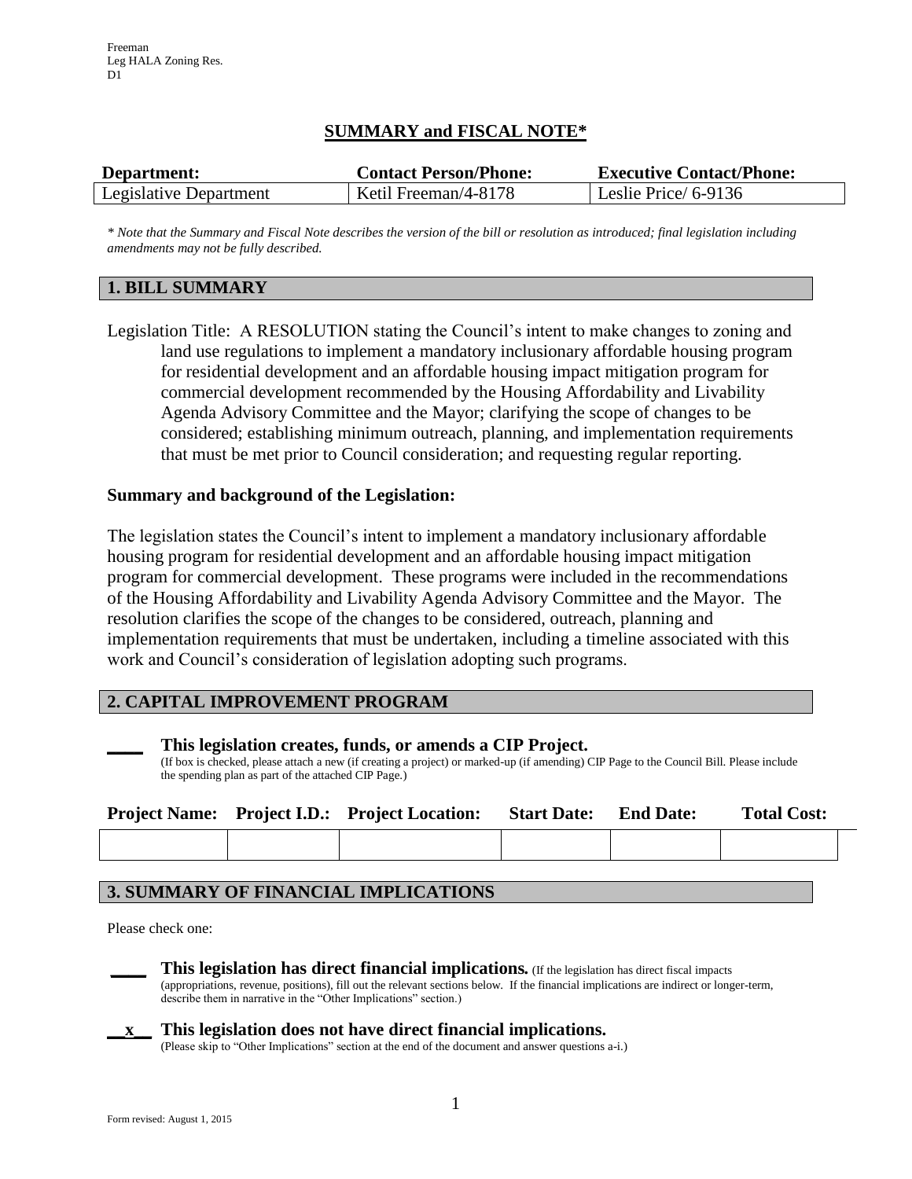Freeman
Leg HALA Zoning Res.
D1

# SUMMARY and FISCAL NOTE*

| Department: | Contact Person/Phone: | Executive Contact/Phone: |
|---|---|---|
| Legislative Department | Ketil Freeman/4-8178 | Leslie Price/ 6-9136 |

*\* Note that the Summary and Fiscal Note describes the version of the bill or resolution as introduced; final legislation including amendments may not be fully described.*

## 1. BILL SUMMARY

Legislation Title: A RESOLUTION stating the Council's intent to make changes to zoning and land use regulations to implement a mandatory inclusionary affordable housing program for residential development and an affordable housing impact mitigation program for commercial development recommended by the Housing Affordability and Livability Agenda Advisory Committee and the Mayor; clarifying the scope of changes to be considered; establishing minimum outreach, planning, and implementation requirements that must be met prior to Council consideration; and requesting regular reporting.

**Summary and background of the Legislation:**

The legislation states the Council's intent to implement a mandatory inclusionary affordable housing program for residential development and an affordable housing impact mitigation program for commercial development. These programs were included in the recommendations of the Housing Affordability and Livability Agenda Advisory Committee and the Mayor. The resolution clarifies the scope of the changes to be considered, outreach, planning and implementation requirements that must be undertaken, including a timeline associated with this work and Council's consideration of legislation adopting such programs.

## 2. CAPITAL IMPROVEMENT PROGRAM

____ **This legislation creates, funds, or amends a CIP Project.**
(If box is checked, please attach a new (if creating a project) or marked-up (if amending) CIP Page to the Council Bill. Please include the spending plan as part of the attached CIP Page.)

| Project Name: | Project I.D.: | Project Location: | Start Date: | End Date: | Total Cost: |
|---|---|---|---|---|---|
| | | | | | |

## 3. SUMMARY OF FINANCIAL IMPLICATIONS

Please check one:

____ **This legislation has direct financial implications.** (If the legislation has direct fiscal impacts (appropriations, revenue, positions), fill out the relevant sections below. If the financial implications are indirect or longer-term, describe them in narrative in the "Other Implications" section.)

__x__ **This legislation does not have direct financial implications.**
(Please skip to "Other Implications" section at the end of the document and answer questions a-i.)

Form revised: August 1, 2015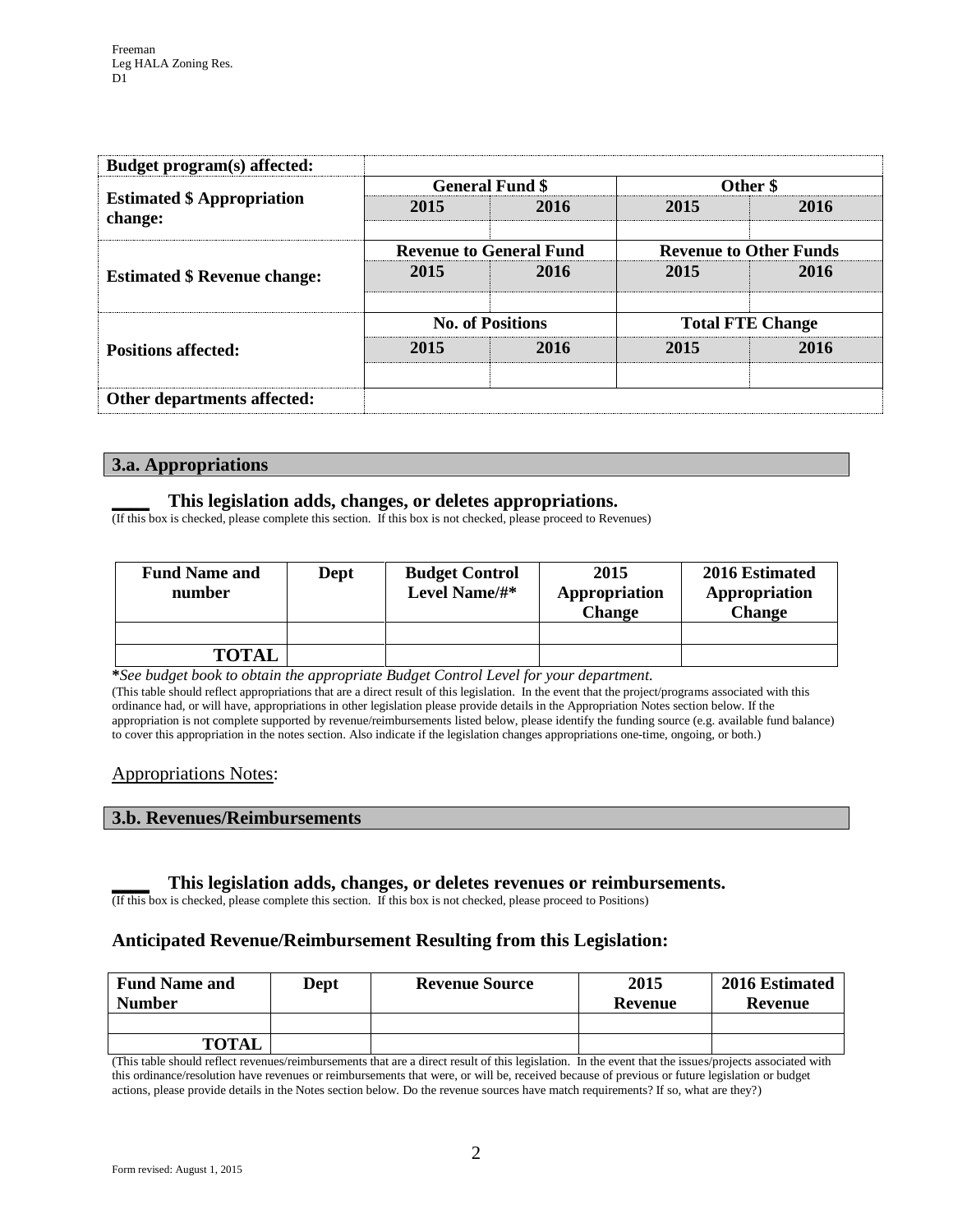| **Budget program(s) affected:** | | | | |
|---|---|---|---|---|
| **Estimated $ Appropriation change:** | **General Fund $** | | **Other $** | |
| | **2015** | **2016** | **2015** | **2016** |
| | | | | |
| **Estimated $ Revenue change:** | **Revenue to General Fund** | | **Revenue to Other Funds** | |
| | **2015** | **2016** | **2015** | **2016** |
| | | | | |
| **Positions affected:** | **No. of Positions** | | **Total FTE Change** | |
| | **2015** | **2016** | **2015** | **2016** |
| | | | | |
| **Other departments affected:** | | | | |

## 3.a. Appropriations

**____ This legislation adds, changes, or deletes appropriations.**
(If this box is checked, please complete this section. If this box is not checked, please proceed to Revenues)

| Fund Name and number | Dept | Budget Control Level Name/#* | 2015 Appropriation Change | 2016 Estimated Appropriation Change |
|---|---|---|---|---|
| | | | | |
| **TOTAL** | | | | |

**\***_See budget book to obtain the appropriate Budget Control Level for your department._
(This table should reflect appropriations that are a direct result of this legislation. In the event that the project/programs associated with this ordinance had, or will have, appropriations in other legislation please provide details in the Appropriation Notes section below. If the appropriation is not complete supported by revenue/reimbursements listed below, please identify the funding source (e.g. available fund balance) to cover this appropriation in the notes section. Also indicate if the legislation changes appropriations one-time, ongoing, or both.)

Appropriations Notes:

## 3.b. Revenues/Reimbursements

**____ This legislation adds, changes, or deletes revenues or reimbursements.**
(If this box is checked, please complete this section. If this box is not checked, please proceed to Positions)

### Anticipated Revenue/Reimbursement Resulting from this Legislation:

| Fund Name and Number | Dept | Revenue Source | 2015 Revenue | 2016 Estimated Revenue |
|---|---|---|---|---|
| | | | | |
| **TOTAL** | | | | |

(This table should reflect revenues/reimbursements that are a direct result of this legislation. In the event that the issues/projects associated with this ordinance/resolution have revenues or reimbursements that were, or will be, received because of previous or future legislation or budget actions, please provide details in the Notes section below. Do the revenue sources have match requirements? If so, what are they?)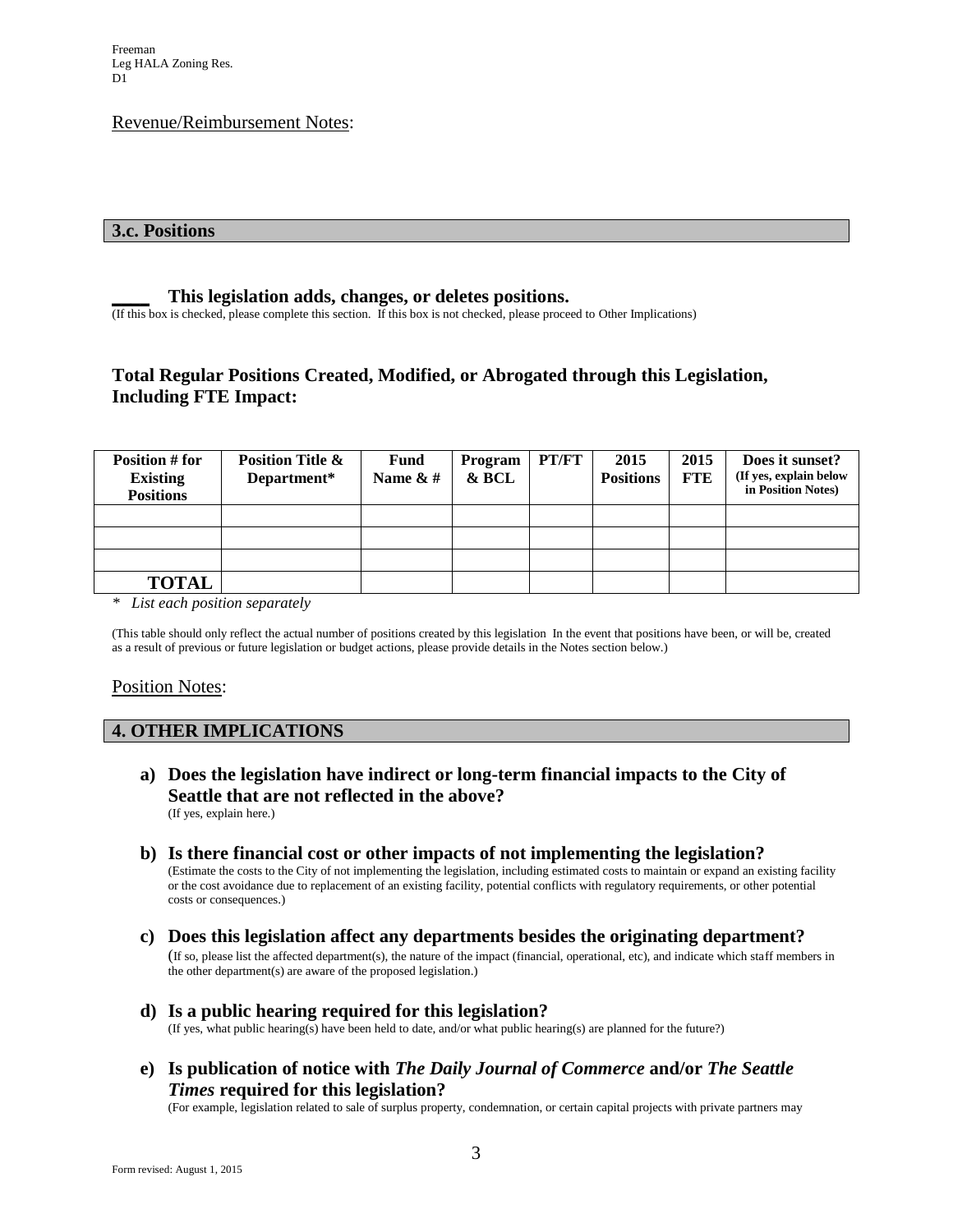Revenue/Reimbursement Notes:

## 3.c. Positions

____ **This legislation adds, changes, or deletes positions.**
(If this box is checked, please complete this section. If this box is not checked, please proceed to Other Implications)

### Total Regular Positions Created, Modified, or Abrogated through this Legislation, Including FTE Impact:

| Position # for Existing Positions | Position Title & Department* | Fund Name & # | Program & BCL | PT/FT | 2015 Positions | 2015 FTE | Does it sunset? (If yes, explain below in Position Notes) |
|---|---|---|---|---|---|---|---|
| | | | | | | | |
| | | | | | | | |
| | | | | | | | |
| **TOTAL** | | | | | | | |

\* *List each position separately*

(This table should only reflect the actual number of positions created by this legislation In the event that positions have been, or will be, created as a result of previous or future legislation or budget actions, please provide details in the Notes section below.)

Position Notes:

## 4. OTHER IMPLICATIONS

**a) Does the legislation have indirect or long-term financial impacts to the City of Seattle that are not reflected in the above?**
(If yes, explain here.)

**b) Is there financial cost or other impacts of not implementing the legislation?**
(Estimate the costs to the City of not implementing the legislation, including estimated costs to maintain or expand an existing facility or the cost avoidance due to replacement of an existing facility, potential conflicts with regulatory requirements, or other potential costs or consequences.)

**c) Does this legislation affect any departments besides the originating department?**
(If so, please list the affected department(s), the nature of the impact (financial, operational, etc), and indicate which staff members in the other department(s) are aware of the proposed legislation.)

**d) Is a public hearing required for this legislation?**
(If yes, what public hearing(s) have been held to date, and/or what public hearing(s) are planned for the future?)

**e) Is publication of notice with *The Daily Journal of Commerce* and/or *The Seattle Times* required for this legislation?**
(For example, legislation related to sale of surplus property, condemnation, or certain capital projects with private partners may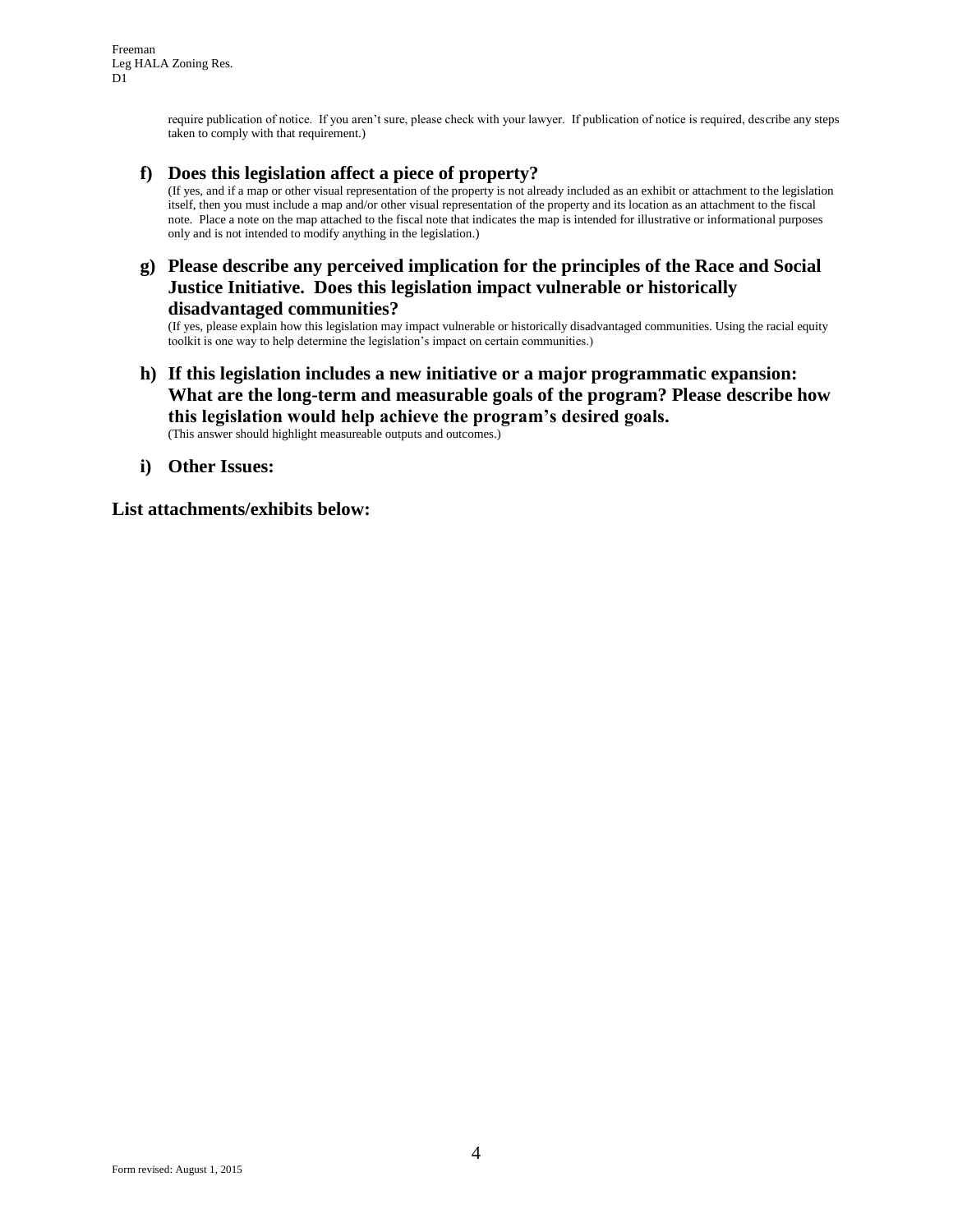require publication of notice. If you aren't sure, please check with your lawyer. If publication of notice is required, describe any steps taken to comply with that requirement.)

**f) Does this legislation affect a piece of property?**

(If yes, and if a map or other visual representation of the property is not already included as an exhibit or attachment to the legislation itself, then you must include a map and/or other visual representation of the property and its location as an attachment to the fiscal note. Place a note on the map attached to the fiscal note that indicates the map is intended for illustrative or informational purposes only and is not intended to modify anything in the legislation.)

**g) Please describe any perceived implication for the principles of the Race and Social Justice Initiative. Does this legislation impact vulnerable or historically disadvantaged communities?**

(If yes, please explain how this legislation may impact vulnerable or historically disadvantaged communities. Using the racial equity toolkit is one way to help determine the legislation's impact on certain communities.)

**h) If this legislation includes a new initiative or a major programmatic expansion: What are the long-term and measurable goals of the program? Please describe how this legislation would help achieve the program's desired goals.**

(This answer should highlight measureable outputs and outcomes.)

**i) Other Issues:**

**List attachments/exhibits below:**